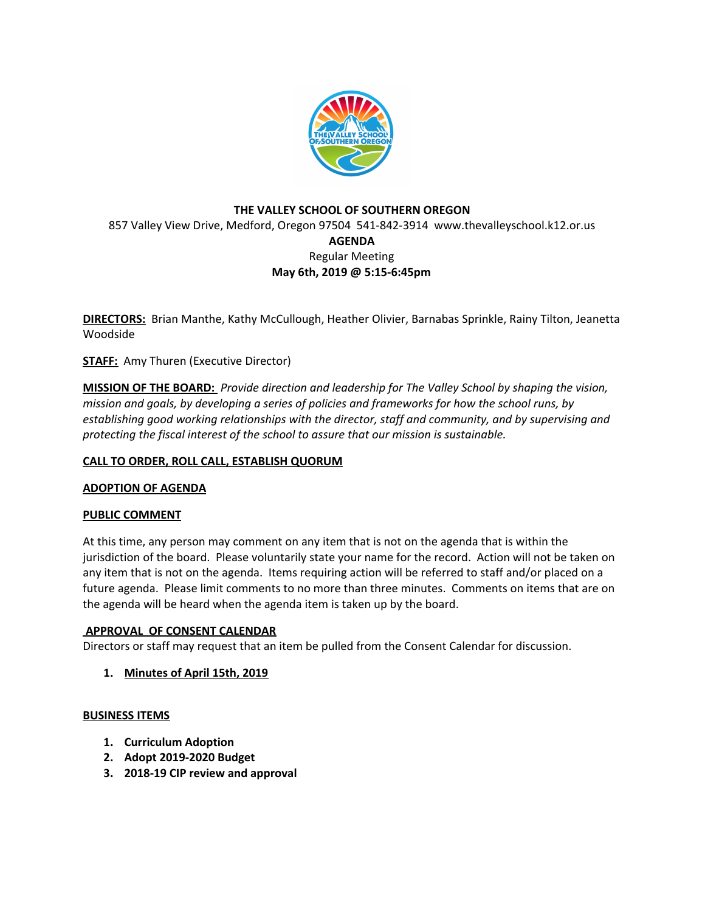**THE VALLEY SCHOOL OF SOUTHERN OREGON**
857 Valley View Drive, Medford, Oregon 97504 541-842-3914 www.thevalleyschool.k12.or.us

**AGENDA**
Regular Meeting
**May 6th, 2019 @ 5:15-6:45pm**

**DIRECTORS:** Brian Manthe, Kathy McCullough, Heather Olivier, Barnabas Sprinkle, Rainy Tilton, Jeanetta Woodside

**STAFF:** Amy Thuren (Executive Director)

**MISSION OF THE BOARD:** *Provide direction and leadership for The Valley School by shaping the vision, mission and goals, by developing a series of policies and frameworks for how the school runs, by establishing good working relationships with the director, staff and community, and by supervising and protecting the fiscal interest of the school to assure that our mission is sustainable.*

**CALL TO ORDER, ROLL CALL, ESTABLISH QUORUM**

**ADOPTION OF AGENDA**

**PUBLIC COMMENT**

At this time, any person may comment on any item that is not on the agenda that is within the jurisdiction of the board. Please voluntarily state your name for the record. Action will not be taken on any item that is not on the agenda. Items requiring action will be referred to staff and/or placed on a future agenda. Please limit comments to no more than three minutes. Comments on items that are on the agenda will be heard when the agenda item is taken up by the board.

**APPROVAL OF CONSENT CALENDAR**
Directors or staff may request that an item be pulled from the Consent Calendar for discussion.

1. **Minutes of April 15th, 2019**

**BUSINESS ITEMS**

1. **Curriculum Adoption**
2. **Adopt 2019-2020 Budget**
3. **2018-19 CIP review and approval**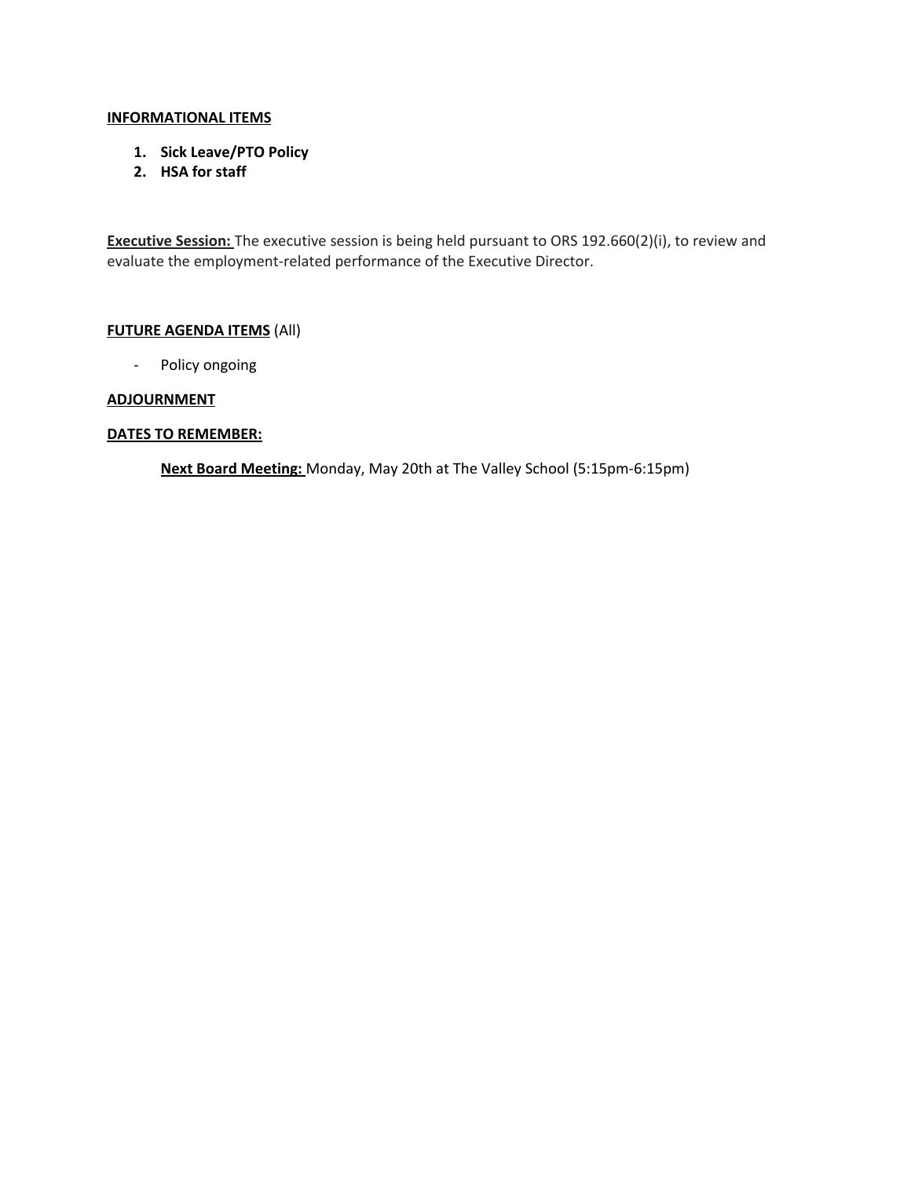**INFORMATIONAL ITEMS**

1. **Sick Leave/PTO Policy**
2. **HSA for staff**

**Executive Session:** The executive session is being held pursuant to ORS 192.660(2)(i), to review and evaluate the employment-related performance of the Executive Director.

**FUTURE AGENDA ITEMS** (All)

- Policy ongoing

**ADJOURNMENT**

**DATES TO REMEMBER:**

**Next Board Meeting:** Monday, May 20th at The Valley School (5:15pm-6:15pm)